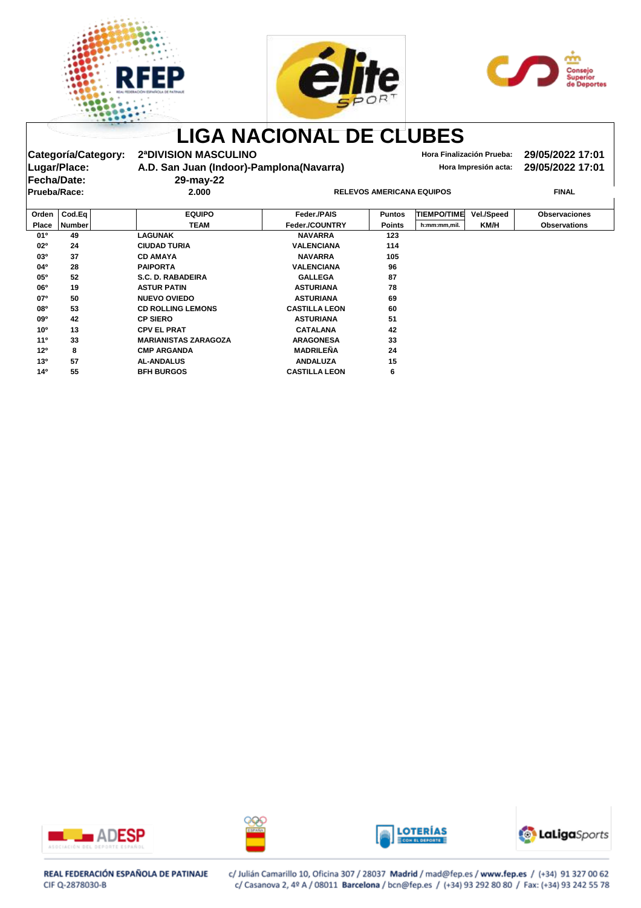# LIGA NACIONAL DE CLUBES

**Categoría/Category:** 2ªDIVISION MASCULINO
**Lugar/Place:** A.D. San Juan (Indoor)-Pamplona(Navarra)
**Fecha/Date:** 29-may-22
**Prueba/Race:** 2.000 RELEVOS AMERICANA EQUIPOS FINAL

**Hora Finalización Prueba:** 29/05/2022 17:01
**Hora Impresión acta:** 29/05/2022 17:01

| Orden Place | Cod.Eq Number | EQUIPO TEAM | Feder./PAIS Feder./COUNTRY | Puntos Points | TIEMPO/TIME h:mm:mm,mil. | Vel./Speed KM/H | Observaciones Observations |
|---|---|---|---|---|---|---|---|
| 01º | 49 | LAGUNAK | NAVARRA | 123 | | | |
| 02º | 24 | CIUDAD TURIA | VALENCIANA | 114 | | | |
| 03º | 37 | CD AMAYA | NAVARRA | 105 | | | |
| 04º | 28 | PAIPORTA | VALENCIANA | 96 | | | |
| 05º | 52 | S.C. D. RABADEIRA | GALLEGA | 87 | | | |
| 06º | 19 | ASTUR PATIN | ASTURIANA | 78 | | | |
| 07º | 50 | NUEVO OVIEDO | ASTURIANA | 69 | | | |
| 08º | 53 | CD ROLLING LEMONS | CASTILLA LEON | 60 | | | |
| 09º | 42 | CP SIERO | ASTURIANA | 51 | | | |
| 10º | 13 | CPV EL PRAT | CATALANA | 42 | | | |
| 11º | 33 | MARIANISTAS ZARAGOZA | ARAGONESA | 33 | | | |
| 12º | 8 | CMP ARGANDA | MADRILEÑA | 24 | | | |
| 13º | 57 | AL-ANDALUS | ANDALUZA | 15 | | | |
| 14º | 55 | BFH BURGOS | CASTILLA LEON | 6 | | | |

REAL FEDERACIÓN ESPAÑOLA DE PATINAJE
CIF Q-2878030-B

c/ Julián Camarillo 10, Oficina 307 / 28037 Madrid / mad@fep.es / www.fep.es / (+34) 91 327 00 62
c/ Casanova 2, 4º A / 08011 Barcelona / bcn@fep.es / (+34) 93 292 80 80 / Fax: (+34) 93 242 55 78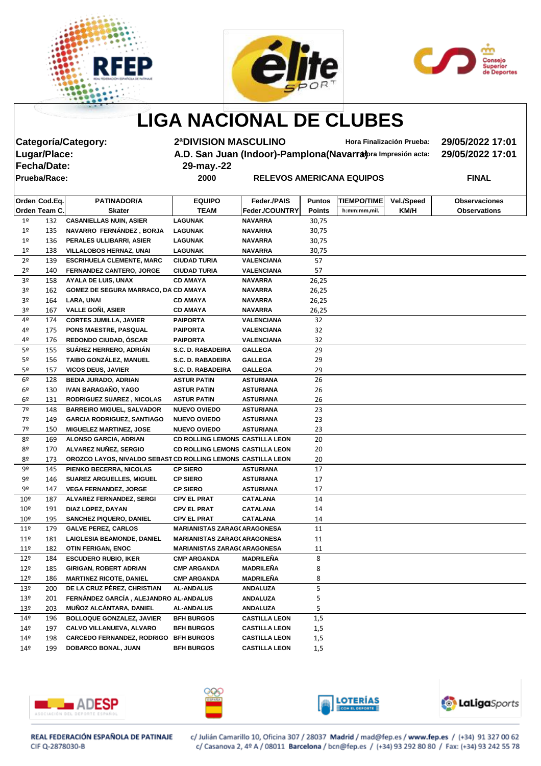# LIGA NACIONAL DE CLUBES

**Categoría/Category:** 2ªDIVISION MASCULINO — **Hora Finalización Prueba:** 29/05/2022 17:01

**Lugar/Place:** A.D. San Juan (Indoor)-Pamplona(Navarra) — **Hora Impresión acta:** 29/05/2022 17:01

**Fecha/Date:** 29-may.-22

**Prueba/Race:** 2000 RELEVOS AMERICANA EQUIPOS — **FINAL**

| Orden<br>Orden | Cod.Eq.<br>Team C. | PATINADOR/A<br>Skater | EQUIPO<br>TEAM | Feder./PAIS<br>Feder./COUNTRY | Puntos<br>Points | TIEMPO/TIME<br>h:mm:mm,mil. | Vel./Speed<br>KM/H | Observaciones<br>Observations |
|---|---|---|---|---|---|---|---|---|
| 1º | 132 | CASANIELLAS NUIN, ASIER | LAGUNAK | NAVARRA | 30,75 | | | |
| 1º | 135 | NAVARRO FERNÁNDEZ , BORJA | LAGUNAK | NAVARRA | 30,75 | | | |
| 1º | 136 | PERALES ULLIBARRI, ASIER | LAGUNAK | NAVARRA | 30,75 | | | |
| 1º | 138 | VILLALOBOS HERNAZ, UNAI | LAGUNAK | NAVARRA | 30,75 | | | |
| 2º | 139 | ESCRIHUELA CLEMENTE, MARC | CIUDAD TURIA | VALENCIANA | 57 | | | |
| 2º | 140 | FERNANDEZ CANTERO, JORGE | CIUDAD TURIA | VALENCIANA | 57 | | | |
| 3º | 158 | AYALA DE LUIS, UNAX | CD AMAYA | NAVARRA | 26,25 | | | |
| 3º | 162 | GOMEZ DE SEGURA MARRACO, DA | CD AMAYA | NAVARRA | 26,25 | | | |
| 3º | 164 | LARA, UNAI | CD AMAYA | NAVARRA | 26,25 | | | |
| 3º | 167 | VALLE GOÑI, ASIER | CD AMAYA | NAVARRA | 26,25 | | | |
| 4º | 174 | CORTES JUMILLA, JAVIER | PAIPORTA | VALENCIANA | 32 | | | |
| 4º | 175 | PONS MAESTRE, PASQUAL | PAIPORTA | VALENCIANA | 32 | | | |
| 4º | 176 | REDONDO CIUDAD, ÓSCAR | PAIPORTA | VALENCIANA | 32 | | | |
| 5º | 155 | SUÁREZ HERRERO, ADRIÁN | S.C. D. RABADEIRA | GALLEGA | 29 | | | |
| 5º | 156 | TAIBO GONZÁLEZ, MANUEL | S.C. D. RABADEIRA | GALLEGA | 29 | | | |
| 5º | 157 | VICOS DEUS, JAVIER | S.C. D. RABADEIRA | GALLEGA | 29 | | | |
| 6º | 128 | BEDIA JURADO, ADRIAN | ASTUR PATIN | ASTURIANA | 26 | | | |
| 6º | 130 | IVAN BARAGAÑO, YAGO | ASTUR PATIN | ASTURIANA | 26 | | | |
| 6º | 131 | RODRIGUEZ SUAREZ , NICOLAS | ASTUR PATIN | ASTURIANA | 26 | | | |
| 7º | 148 | BARREIRO MIGUEL, SALVADOR | NUEVO OVIEDO | ASTURIANA | 23 | | | |
| 7º | 149 | GARCIA RODRIGUEZ, SANTIAGO | NUEVO OVIEDO | ASTURIANA | 23 | | | |
| 7º | 150 | MIGUELEZ MARTINEZ, JOSE | NUEVO OVIEDO | ASTURIANA | 23 | | | |
| 8º | 169 | ALONSO GARCIA, ADRIAN | CD ROLLING LEMONS | CASTILLA LEON | 20 | | | |
| 8º | 170 | ALVAREZ NUÑEZ, SERGIO | CD ROLLING LEMONS | CASTILLA LEON | 20 | | | |
| 8º | 173 | OROZCO LAYOS, NIVALDO SEBAST | CD ROLLING LEMONS | CASTILLA LEON | 20 | | | |
| 9º | 145 | PIENKO BECERRA, NICOLAS | CP SIERO | ASTURIANA | 17 | | | |
| 9º | 146 | SUAREZ ARGUELLES, MIGUEL | CP SIERO | ASTURIANA | 17 | | | |
| 9º | 147 | VEGA FERNANDEZ, JORGE | CP SIERO | ASTURIANA | 17 | | | |
| 10º | 187 | ALVAREZ FERNANDEZ, SERGI | CPV EL PRAT | CATALANA | 14 | | | |
| 10º | 191 | DIAZ LOPEZ, DAYAN | CPV EL PRAT | CATALANA | 14 | | | |
| 10º | 195 | SANCHEZ PIQUERO, DANIEL | CPV EL PRAT | CATALANA | 14 | | | |
| 11º | 179 | GALVE PEREZ, CARLOS | MARIANISTAS ZARAGO | ARAGONESA | 11 | | | |
| 11º | 181 | LAIGLESIA BEAMONDE, DANIEL | MARIANISTAS ZARAGO | ARAGONESA | 11 | | | |
| 11º | 182 | OTIN FERIGAN, ENOC | MARIANISTAS ZARAGO | ARAGONESA | 11 | | | |
| 12º | 184 | ESCUDERO RUBIO, IKER | CMP ARGANDA | MADRILEÑA | 8 | | | |
| 12º | 185 | GIRIGAN, ROBERT ADRIAN | CMP ARGANDA | MADRILEÑA | 8 | | | |
| 12º | 186 | MARTINEZ RICOTE, DANIEL | CMP ARGANDA | MADRILEÑA | 8 | | | |
| 13º | 200 | DE LA CRUZ PÉREZ, CHRISTIAN | AL-ANDALUS | ANDALUZA | 5 | | | |
| 13º | 201 | FERNÁNDEZ GARCÍA , ALEJANDRO | AL-ANDALUS | ANDALUZA | 5 | | | |
| 13º | 203 | MUÑOZ ALCÁNTARA, DANIEL | AL-ANDALUS | ANDALUZA | 5 | | | |
| 14º | 196 | BOLLOQUE GONZALEZ, JAVIER | BFH BURGOS | CASTILLA LEON | 1,5 | | | |
| 14º | 197 | CALVO VILLANUEVA, ALVARO | BFH BURGOS | CASTILLA LEON | 1,5 | | | |
| 14º | 198 | CARCEDO FERNANDEZ, RODRIGO | BFH BURGOS | CASTILLA LEON | 1,5 | | | |
| 14º | 199 | DOBARCO BONAL, JUAN | BFH BURGOS | CASTILLA LEON | 1,5 | | | |

REAL FEDERACIÓN ESPAÑOLA DE PATINAJE
CIF Q-2878030-B

c/ Julián Camarillo 10, Oficina 307 / 28037 **Madrid** / mad@fep.es / **www.fep.es** / (+34) 91 327 00 62
c/ Casanova 2, 4º A / 08011 **Barcelona** / bcn@fep.es / (+34) 93 292 80 80 / Fax: (+34) 93 242 55 78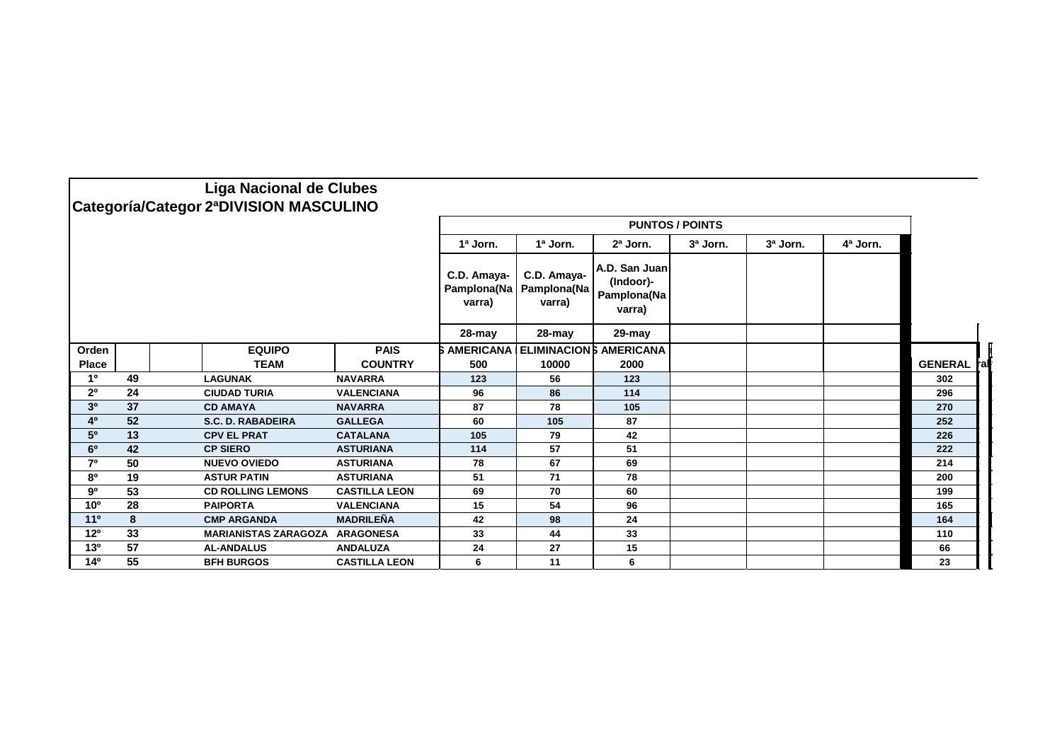**Liga Nacional de Clubes**

**Categoría/Categor 2ªDIVISION MASCULINO**

| | | | | | PUNTOS / POINTS | | | | | | |
|---|---|---|---|---|---|---|---|---|---|---|---|
| | | | | | 1ª Jorn. | 1ª Jorn. | 2ª Jorn. | 3ª Jorn. | 3ª Jorn. | 4ª Jorn. | |
| | | | | | C.D. Amaya-Pamplona(Navarra) | C.D. Amaya-Pamplona(Navarra) | A.D. San Juan (Indoor)-Pamplona(Navarra) | | | | |
| | | | | | 28-may | 28-may | 29-may | | | | |
| Orden | | | EQUIPO | PAIS | S AMERICANA | ELIMINACION | S AMERICANA | | | | |
| Place | | | TEAM | COUNTRY | 500 | 10000 | 2000 | | | | GENERAL |
| 1º | 49 | | LAGUNAK | NAVARRA | 123 | 56 | 123 | | | | 302 |
| 2º | 24 | | CIUDAD TURIA | VALENCIANA | 96 | 86 | 114 | | | | 296 |
| 3º | 37 | | CD AMAYA | NAVARRA | 87 | 78 | 105 | | | | 270 |
| 4º | 52 | | S.C. D. RABADEIRA | GALLEGA | 60 | 105 | 87 | | | | 252 |
| 5º | 13 | | CPV EL PRAT | CATALANA | 105 | 79 | 42 | | | | 226 |
| 6º | 42 | | CP SIERO | ASTURIANA | 114 | 57 | 51 | | | | 222 |
| 7º | 50 | | NUEVO OVIEDO | ASTURIANA | 78 | 67 | 69 | | | | 214 |
| 8º | 19 | | ASTUR PATIN | ASTURIANA | 51 | 71 | 78 | | | | 200 |
| 9º | 53 | | CD ROLLING LEMONS | CASTILLA LEON | 69 | 70 | 60 | | | | 199 |
| 10º | 28 | | PAIPORTA | VALENCIANA | 15 | 54 | 96 | | | | 165 |
| 11º | 8 | | CMP ARGANDA | MADRILEÑA | 42 | 98 | 24 | | | | 164 |
| 12º | 33 | | MARIANISTAS ZARAGOZA | ARAGONESA | 33 | 44 | 33 | | | | 110 |
| 13º | 57 | | AL-ANDALUS | ANDALUZA | 24 | 27 | 15 | | | | 66 |
| 14º | 55 | | BFH BURGOS | CASTILLA LEON | 6 | 11 | 6 | | | | 23 |